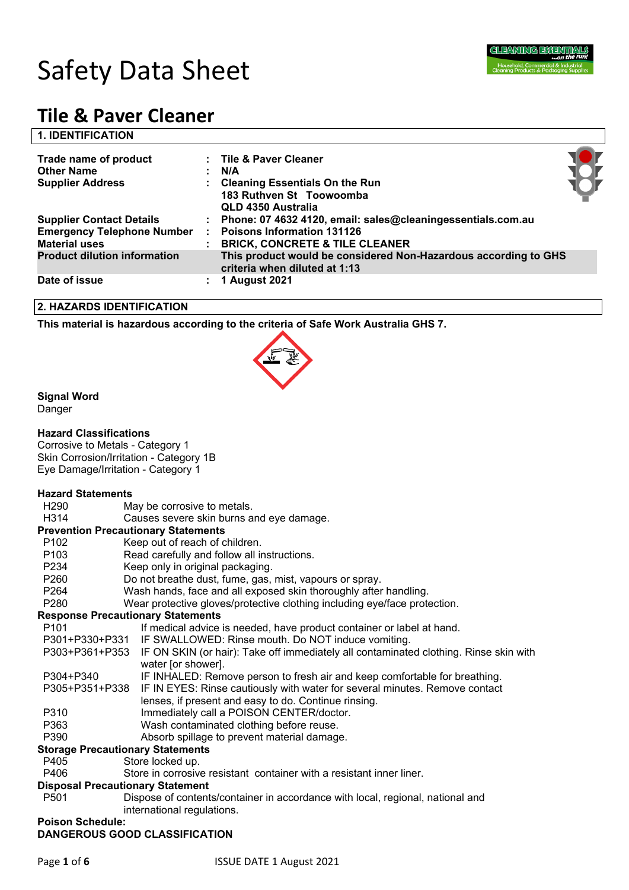# Safety Data Sheet

# Tile & Paver Cleaner

## 1. IDENTIFICATION

| | | |
|---|---|---|
| **Trade name of product** | : | **Tile & Paver Cleaner** |
| **Other Name** | : | **N/A** |
| **Supplier Address** | : | **Cleaning Essentials On the Run**<br>**183 Ruthven St Toowoomba**<br>**QLD 4350 Australia** |
| **Supplier Contact Details** | : | **Phone: 07 4632 4120, email: sales@cleaningessentials.com.au** |
| **Emergency Telephone Number** | : | **Poisons Information 131126** |
| **Material uses** | : | **BRICK, CONCRETE & TILE CLEANER** |
| **Product dilution information** | | **This product would be considered Non-Hazardous according to GHS criteria when diluted at 1:13** |
| **Date of issue** | : | **1 August 2021** |

## 2. HAZARDS IDENTIFICATION

**This material is hazardous according to the criteria of Safe Work Australia GHS 7.**

**Signal Word**

Danger

**Hazard Classifications**

Corrosive to Metals - Category 1
Skin Corrosion/Irritation - Category 1B
Eye Damage/Irritation - Category 1

**Hazard Statements**

| | |
|---|---|
| H290 | May be corrosive to metals. |
| H314 | Causes severe skin burns and eye damage. |

**Prevention Precautionary Statements**

| | |
|---|---|
| P102 | Keep out of reach of children. |
| P103 | Read carefully and follow all instructions. |
| P234 | Keep only in original packaging. |
| P260 | Do not breathe dust, fume, gas, mist, vapours or spray. |
| P264 | Wash hands, face and all exposed skin thoroughly after handling. |
| P280 | Wear protective gloves/protective clothing including eye/face protection. |

**Response Precautionary Statements**

| | |
|---|---|
| P101 | If medical advice is needed, have product container or label at hand. |
| P301+P330+P331 | IF SWALLOWED: Rinse mouth. Do NOT induce vomiting. |
| P303+P361+P353 | IF ON SKIN (or hair): Take off immediately all contaminated clothing. Rinse skin with water [or shower]. |
| P304+P340 | IF INHALED: Remove person to fresh air and keep comfortable for breathing. |
| P305+P351+P338 | IF IN EYES: Rinse cautiously with water for several minutes. Remove contact lenses, if present and easy to do. Continue rinsing. |
| P310 | Immediately call a POISON CENTER/doctor. |
| P363 | Wash contaminated clothing before reuse. |
| P390 | Absorb spillage to prevent material damage. |

**Storage Precautionary Statements**

| | |
|---|---|
| P405 | Store locked up. |
| P406 | Store in corrosive resistant container with a resistant inner liner. |

**Disposal Precautionary Statement**

| | |
|---|---|
| P501 | Dispose of contents/container in accordance with local, regional, national and international regulations. |

**Poison Schedule:**

**DANGEROUS GOOD CLASSIFICATION**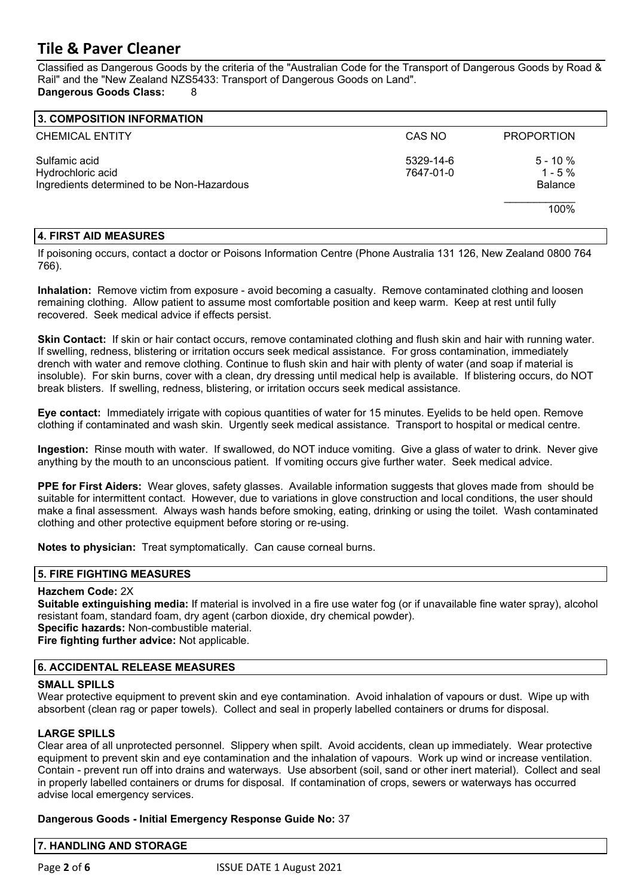## Tile & Paver Cleaner

Classified as Dangerous Goods by the criteria of the "Australian Code for the Transport of Dangerous Goods by Road & Rail" and the "New Zealand NZS5433: Transport of Dangerous Goods on Land".

**Dangerous Goods Class:** 8

### 3. COMPOSITION INFORMATION

| CHEMICAL ENTITY | CAS NO | PROPORTION |
|---|---|---|
| Sulfamic acid | 5329-14-6 | 5 - 10 % |
| Hydrochloric acid | 7647-01-0 | 1 - 5 % |
| Ingredients determined to be Non-Hazardous | | Balance |
| | | 100% |

### 4. FIRST AID MEASURES

If poisoning occurs, contact a doctor or Poisons Information Centre (Phone Australia 131 126, New Zealand 0800 764 766).

**Inhalation:** Remove victim from exposure - avoid becoming a casualty. Remove contaminated clothing and loosen remaining clothing. Allow patient to assume most comfortable position and keep warm. Keep at rest until fully recovered. Seek medical advice if effects persist.

**Skin Contact:** If skin or hair contact occurs, remove contaminated clothing and flush skin and hair with running water. If swelling, redness, blistering or irritation occurs seek medical assistance. For gross contamination, immediately drench with water and remove clothing. Continue to flush skin and hair with plenty of water (and soap if material is insoluble). For skin burns, cover with a clean, dry dressing until medical help is available. If blistering occurs, do NOT break blisters. If swelling, redness, blistering, or irritation occurs seek medical assistance.

**Eye contact:** Immediately irrigate with copious quantities of water for 15 minutes. Eyelids to be held open. Remove clothing if contaminated and wash skin. Urgently seek medical assistance. Transport to hospital or medical centre.

**Ingestion:** Rinse mouth with water. If swallowed, do NOT induce vomiting. Give a glass of water to drink. Never give anything by the mouth to an unconscious patient. If vomiting occurs give further water. Seek medical advice.

**PPE for First Aiders:** Wear gloves, safety glasses. Available information suggests that gloves made from should be suitable for intermittent contact. However, due to variations in glove construction and local conditions, the user should make a final assessment. Always wash hands before smoking, eating, drinking or using the toilet. Wash contaminated clothing and other protective equipment before storing or re-using.

**Notes to physician:** Treat symptomatically. Can cause corneal burns.

### 5. FIRE FIGHTING MEASURES

**Hazchem Code:** 2X

**Suitable extinguishing media:** If material is involved in a fire use water fog (or if unavailable fine water spray), alcohol resistant foam, standard foam, dry agent (carbon dioxide, dry chemical powder).

**Specific hazards:** Non-combustible material.

**Fire fighting further advice:** Not applicable.

### 6. ACCIDENTAL RELEASE MEASURES

#### SMALL SPILLS

Wear protective equipment to prevent skin and eye contamination. Avoid inhalation of vapours or dust. Wipe up with absorbent (clean rag or paper towels). Collect and seal in properly labelled containers or drums for disposal.

#### LARGE SPILLS

Clear area of all unprotected personnel. Slippery when spilt. Avoid accidents, clean up immediately. Wear protective equipment to prevent skin and eye contamination and the inhalation of vapours. Work up wind or increase ventilation. Contain - prevent run off into drains and waterways. Use absorbent (soil, sand or other inert material). Collect and seal in properly labelled containers or drums for disposal. If contamination of crops, sewers or waterways has occurred advise local emergency services.

**Dangerous Goods - Initial Emergency Response Guide No:** 37

### 7. HANDLING AND STORAGE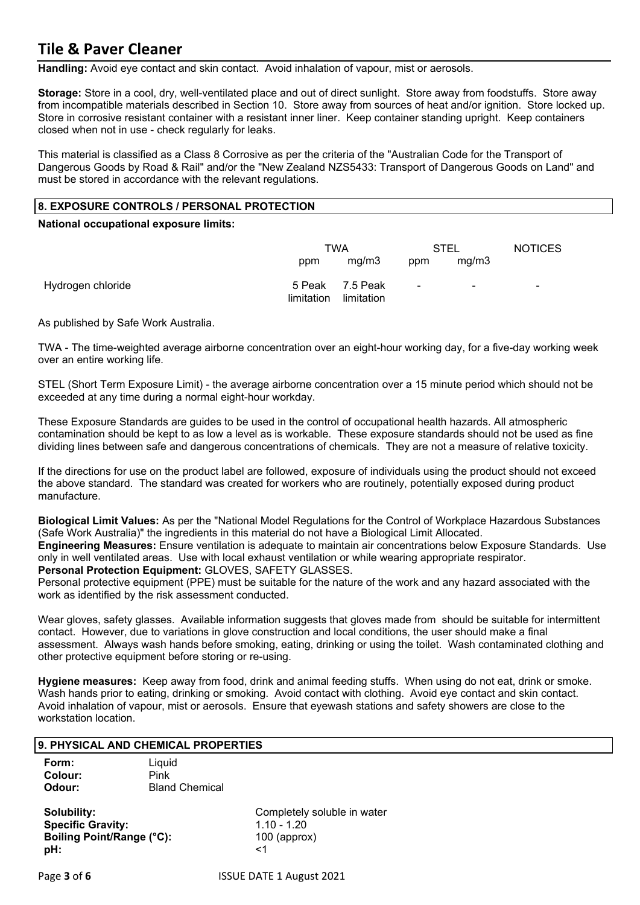**Handling:** Avoid eye contact and skin contact. Avoid inhalation of vapour, mist or aerosols.

**Storage:** Store in a cool, dry, well-ventilated place and out of direct sunlight. Store away from foodstuffs. Store away from incompatible materials described in Section 10. Store away from sources of heat and/or ignition. Store locked up. Store in corrosive resistant container with a resistant inner liner. Keep container standing upright. Keep containers closed when not in use - check regularly for leaks.

This material is classified as a Class 8 Corrosive as per the criteria of the "Australian Code for the Transport of Dangerous Goods by Road & Rail" and/or the "New Zealand NZS5433: Transport of Dangerous Goods on Land" and must be stored in accordance with the relevant regulations.

## 8. EXPOSURE CONTROLS / PERSONAL PROTECTION

**National occupational exposure limits:**

| | TWA | | STEL | | NOTICES |
|---|---|---|---|---|---|
| | ppm | mg/m3 | ppm | mg/m3 | |
| Hydrogen chloride | 5 Peak limitation | 7.5 Peak limitation | - | - | - |

As published by Safe Work Australia.

TWA - The time-weighted average airborne concentration over an eight-hour working day, for a five-day working week over an entire working life.

STEL (Short Term Exposure Limit) - the average airborne concentration over a 15 minute period which should not be exceeded at any time during a normal eight-hour workday.

These Exposure Standards are guides to be used in the control of occupational health hazards. All atmospheric contamination should be kept to as low a level as is workable. These exposure standards should not be used as fine dividing lines between safe and dangerous concentrations of chemicals. They are not a measure of relative toxicity.

If the directions for use on the product label are followed, exposure of individuals using the product should not exceed the above standard. The standard was created for workers who are routinely, potentially exposed during product manufacture.

**Biological Limit Values:** As per the "National Model Regulations for the Control of Workplace Hazardous Substances (Safe Work Australia)" the ingredients in this material do not have a Biological Limit Allocated.
**Engineering Measures:** Ensure ventilation is adequate to maintain air concentrations below Exposure Standards. Use only in well ventilated areas. Use with local exhaust ventilation or while wearing appropriate respirator.
**Personal Protection Equipment:** GLOVES, SAFETY GLASSES.
Personal protective equipment (PPE) must be suitable for the nature of the work and any hazard associated with the work as identified by the risk assessment conducted.

Wear gloves, safety glasses. Available information suggests that gloves made from should be suitable for intermittent contact. However, due to variations in glove construction and local conditions, the user should make a final assessment. Always wash hands before smoking, eating, drinking or using the toilet. Wash contaminated clothing and other protective equipment before storing or re-using.

**Hygiene measures:** Keep away from food, drink and animal feeding stuffs. When using do not eat, drink or smoke. Wash hands prior to eating, drinking or smoking. Avoid contact with clothing. Avoid eye contact and skin contact. Avoid inhalation of vapour, mist or aerosols. Ensure that eyewash stations and safety showers are close to the workstation location.

## 9. PHYSICAL AND CHEMICAL PROPERTIES

**Form:** Liquid
**Colour:** Pink
**Odour:** Bland Chemical

**Solubility:** Completely soluble in water
**Specific Gravity:** 1.10 - 1.20
**Boiling Point/Range (°C):** 100 (approx)
**pH:** <1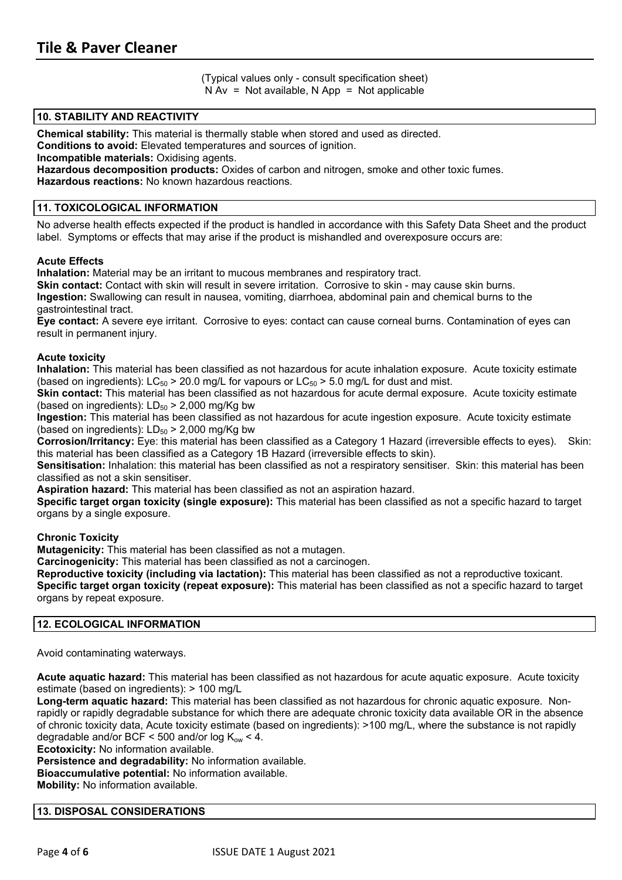(Typical values only - consult specification sheet)
N Av = Not available, N App = Not applicable

## 10. STABILITY AND REACTIVITY

**Chemical stability:** This material is thermally stable when stored and used as directed.
**Conditions to avoid:** Elevated temperatures and sources of ignition.
**Incompatible materials:** Oxidising agents.
**Hazardous decomposition products:** Oxides of carbon and nitrogen, smoke and other toxic fumes.
**Hazardous reactions:** No known hazardous reactions.

## 11. TOXICOLOGICAL INFORMATION

No adverse health effects expected if the product is handled in accordance with this Safety Data Sheet and the product label. Symptoms or effects that may arise if the product is mishandled and overexposure occurs are:

### Acute Effects

**Inhalation:** Material may be an irritant to mucous membranes and respiratory tract.
**Skin contact:** Contact with skin will result in severe irritation. Corrosive to skin - may cause skin burns.
**Ingestion:** Swallowing can result in nausea, vomiting, diarrhoea, abdominal pain and chemical burns to the gastrointestinal tract.
**Eye contact:** A severe eye irritant. Corrosive to eyes: contact can cause corneal burns. Contamination of eyes can result in permanent injury.

### Acute toxicity

**Inhalation:** This material has been classified as not hazardous for acute inhalation exposure. Acute toxicity estimate (based on ingredients): $LC_{50}$ > 20.0 mg/L for vapours or $LC_{50}$ > 5.0 mg/L for dust and mist.
**Skin contact:** This material has been classified as not hazardous for acute dermal exposure. Acute toxicity estimate (based on ingredients): $LD_{50}$ > 2,000 mg/Kg bw
**Ingestion:** This material has been classified as not hazardous for acute ingestion exposure. Acute toxicity estimate (based on ingredients): $LD_{50}$ > 2,000 mg/Kg bw
**Corrosion/Irritancy:** Eye: this material has been classified as a Category 1 Hazard (irreversible effects to eyes). Skin: this material has been classified as a Category 1B Hazard (irreversible effects to skin).
**Sensitisation:** Inhalation: this material has been classified as not a respiratory sensitiser. Skin: this material has been classified as not a skin sensitiser.
**Aspiration hazard:** This material has been classified as not an aspiration hazard.
**Specific target organ toxicity (single exposure):** This material has been classified as not a specific hazard to target organs by a single exposure.

### Chronic Toxicity

**Mutagenicity:** This material has been classified as not a mutagen.
**Carcinogenicity:** This material has been classified as not a carcinogen.
**Reproductive toxicity (including via lactation):** This material has been classified as not a reproductive toxicant.
**Specific target organ toxicity (repeat exposure):** This material has been classified as not a specific hazard to target organs by repeat exposure.

## 12. ECOLOGICAL INFORMATION

Avoid contaminating waterways.

**Acute aquatic hazard:** This material has been classified as not hazardous for acute aquatic exposure. Acute toxicity estimate (based on ingredients): > 100 mg/L
**Long-term aquatic hazard:** This material has been classified as not hazardous for chronic aquatic exposure. Non-rapidly or rapidly degradable substance for which there are adequate chronic toxicity data available OR in the absence of chronic toxicity data, Acute toxicity estimate (based on ingredients): >100 mg/L, where the substance is not rapidly degradable and/or BCF < 500 and/or log $K_{ow}$ < 4.
**Ecotoxicity:** No information available.
**Persistence and degradability:** No information available.
**Bioaccumulative potential:** No information available.
**Mobility:** No information available.

## 13. DISPOSAL CONSIDERATIONS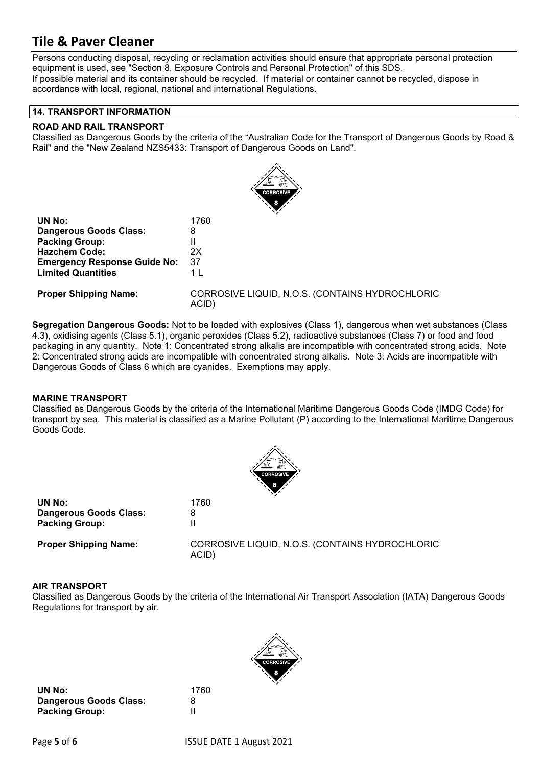# Tile & Paver Cleaner

Persons conducting disposal, recycling or reclamation activities should ensure that appropriate personal protection equipment is used, see "Section 8. Exposure Controls and Personal Protection" of this SDS.
If possible material and its container should be recycled. If material or container cannot be recycled, dispose in accordance with local, regional, national and international Regulations.

## 14. TRANSPORT INFORMATION

### ROAD AND RAIL TRANSPORT

Classified as Dangerous Goods by the criteria of the "Australian Code for the Transport of Dangerous Goods by Road & Rail" and the "New Zealand NZS5433: Transport of Dangerous Goods on Land".

| | |
|---|---|
| **UN No:** | 1760 |
| **Dangerous Goods Class:** | 8 |
| **Packing Group:** | II |
| **Hazchem Code:** | 2X |
| **Emergency Response Guide No:** | 37 |
| **Limited Quantities** | 1 L |
| **Proper Shipping Name:** | CORROSIVE LIQUID, N.O.S. (CONTAINS HYDROCHLORIC ACID) |

**Segregation Dangerous Goods:** Not to be loaded with explosives (Class 1), dangerous when wet substances (Class 4.3), oxidising agents (Class 5.1), organic peroxides (Class 5.2), radioactive substances (Class 7) or food and food packaging in any quantity. Note 1: Concentrated strong alkalis are incompatible with concentrated strong acids. Note 2: Concentrated strong acids are incompatible with concentrated strong alkalis. Note 3: Acids are incompatible with Dangerous Goods of Class 6 which are cyanides. Exemptions may apply.

### MARINE TRANSPORT

Classified as Dangerous Goods by the criteria of the International Maritime Dangerous Goods Code (IMDG Code) for transport by sea. This material is classified as a Marine Pollutant (P) according to the International Maritime Dangerous Goods Code.

| | |
|---|---|
| **UN No:** | 1760 |
| **Dangerous Goods Class:** | 8 |
| **Packing Group:** | II |
| **Proper Shipping Name:** | CORROSIVE LIQUID, N.O.S. (CONTAINS HYDROCHLORIC ACID) |

### AIR TRANSPORT

Classified as Dangerous Goods by the criteria of the International Air Transport Association (IATA) Dangerous Goods Regulations for transport by air.

| | |
|---|---|
| **UN No:** | 1760 |
| **Dangerous Goods Class:** | 8 |
| **Packing Group:** | II |

ISSUE DATE 1 August 2021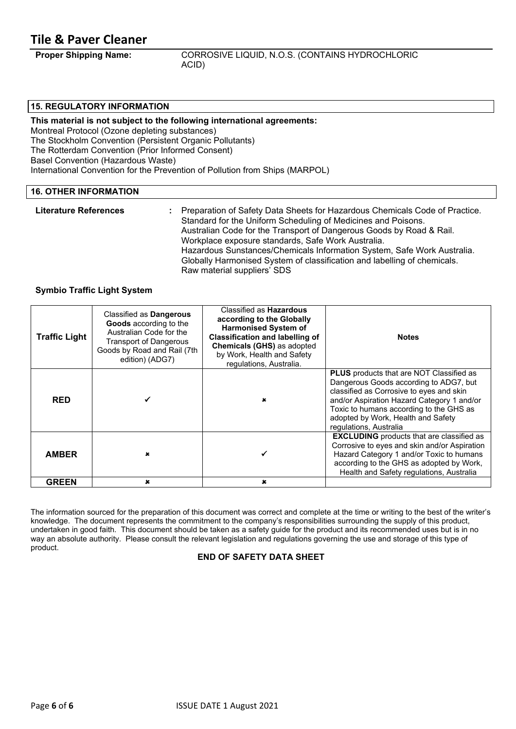**Proper Shipping Name:** CORROSIVE LIQUID, N.O.S. (CONTAINS HYDROCHLORIC ACID)

## 15. REGULATORY INFORMATION

**This material is not subject to the following international agreements:**

Montreal Protocol (Ozone depleting substances)
The Stockholm Convention (Persistent Organic Pollutants)
The Rotterdam Convention (Prior Informed Consent)
Basel Convention (Hazardous Waste)
International Convention for the Prevention of Pollution from Ships (MARPOL)

## 16. OTHER INFORMATION

**Literature References** : Preparation of Safety Data Sheets for Hazardous Chemicals Code of Practice.
Standard for the Uniform Scheduling of Medicines and Poisons.
Australian Code for the Transport of Dangerous Goods by Road & Rail.
Workplace exposure standards, Safe Work Australia.
Hazardous Sunstances/Chemicals Information System, Safe Work Australia.
Globally Harmonised System of classification and labelling of chemicals.
Raw material suppliers' SDS

**Symbio Traffic Light System**

| Traffic Light | Classified as **Dangerous Goods** according to the Australian Code for the Transport of Dangerous Goods by Road and Rail (7th edition) (ADG7) | Classified as **Hazardous according to the Globally Harmonised System of Classification and labelling of Chemicals (GHS)** as adopted by Work, Health and Safety regulations, Australia. | Notes |
|---|---|---|---|
| **RED** | ✓ | ✗ | **PLUS** products that are NOT Classified as Dangerous Goods according to ADG7, but classified as Corrosive to eyes and skin and/or Aspiration Hazard Category 1 and/or Toxic to humans according to the GHS as adopted by Work, Health and Safety regulations, Australia |
| **AMBER** | ✗ | ✓ | **EXCLUDING** products that are classified as Corrosive to eyes and skin and/or Aspiration Hazard Category 1 and/or Toxic to humans according to the GHS as adopted by Work, Health and Safety regulations, Australia |
| **GREEN** | ✗ | ✗ | |

The information sourced for the preparation of this document was correct and complete at the time or writing to the best of the writer's knowledge. The document represents the commitment to the company's responsibilities surrounding the supply of this product, undertaken in good faith. This document should be taken as a safety guide for the product and its recommended uses but is in no way an absolute authority. Please consult the relevant legislation and regulations governing the use and storage of this type of product.

**END OF SAFETY DATA SHEET**

ISSUE DATE 1 August 2021